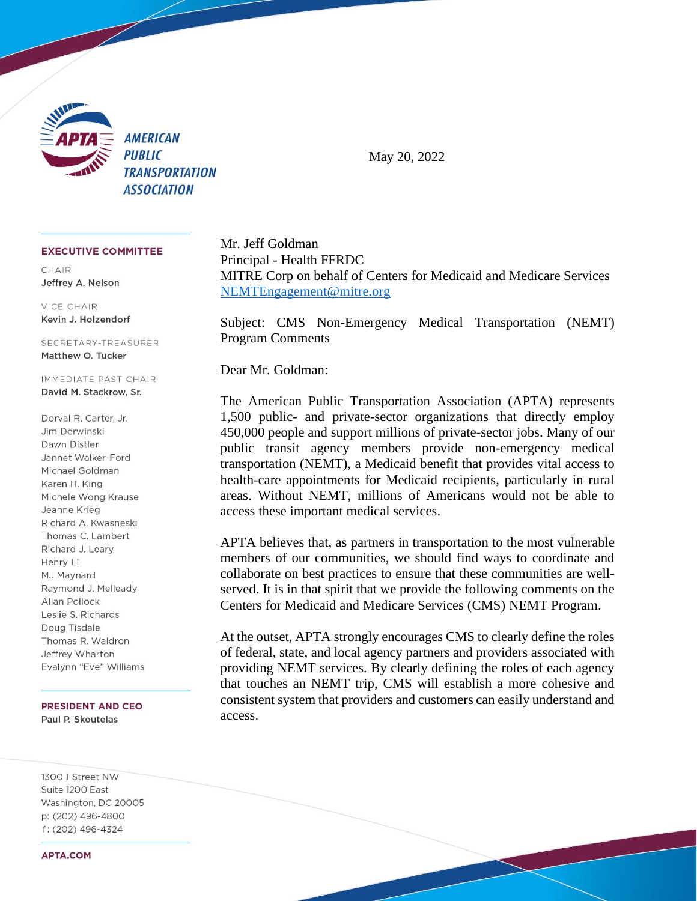AMERICAN PUBLIC TRANSPORTATION ASSOCIATION

May 20, 2022

**EXECUTIVE COMMITTEE**

CHAIR
**Jeffrey A. Nelson**

VICE CHAIR
**Kevin J. Holzendorf**

SECRETARY-TREASURER
**Matthew O. Tucker**

IMMEDIATE PAST CHAIR
**David M. Stackrow, Sr.**

Dorval R. Carter, Jr.
Jim Derwinski
Dawn Distler
Jannet Walker-Ford
Michael Goldman
Karen H. King
Michele Wong Krause
Jeanne Krieg
Richard A. Kwasneski
Thomas C. Lambert
Richard J. Leary
Henry Li
MJ Maynard
Raymond J. Melleady
Allan Pollock
Leslie S. Richards
Doug Tisdale
Thomas R. Waldron
Jeffrey Wharton
Evalynn "Eve" Williams

**PRESIDENT AND CEO**
**Paul P. Skoutelas**

1300 I Street NW
Suite 1200 East
Washington, DC 20005
p: (202) 496-4800
f: (202) 496-4324

**APTA.COM**

Mr. Jeff Goldman
Principal - Health FFRDC
MITRE Corp on behalf of Centers for Medicaid and Medicare Services
NEMTEngagement@mitre.org

Subject: CMS Non-Emergency Medical Transportation (NEMT) Program Comments

Dear Mr. Goldman:

The American Public Transportation Association (APTA) represents 1,500 public- and private-sector organizations that directly employ 450,000 people and support millions of private-sector jobs. Many of our public transit agency members provide non-emergency medical transportation (NEMT), a Medicaid benefit that provides vital access to health-care appointments for Medicaid recipients, particularly in rural areas. Without NEMT, millions of Americans would not be able to access these important medical services.

APTA believes that, as partners in transportation to the most vulnerable members of our communities, we should find ways to coordinate and collaborate on best practices to ensure that these communities are well-served. It is in that spirit that we provide the following comments on the Centers for Medicaid and Medicare Services (CMS) NEMT Program.

At the outset, APTA strongly encourages CMS to clearly define the roles of federal, state, and local agency partners and providers associated with providing NEMT services. By clearly defining the roles of each agency that touches an NEMT trip, CMS will establish a more cohesive and consistent system that providers and customers can easily understand and access.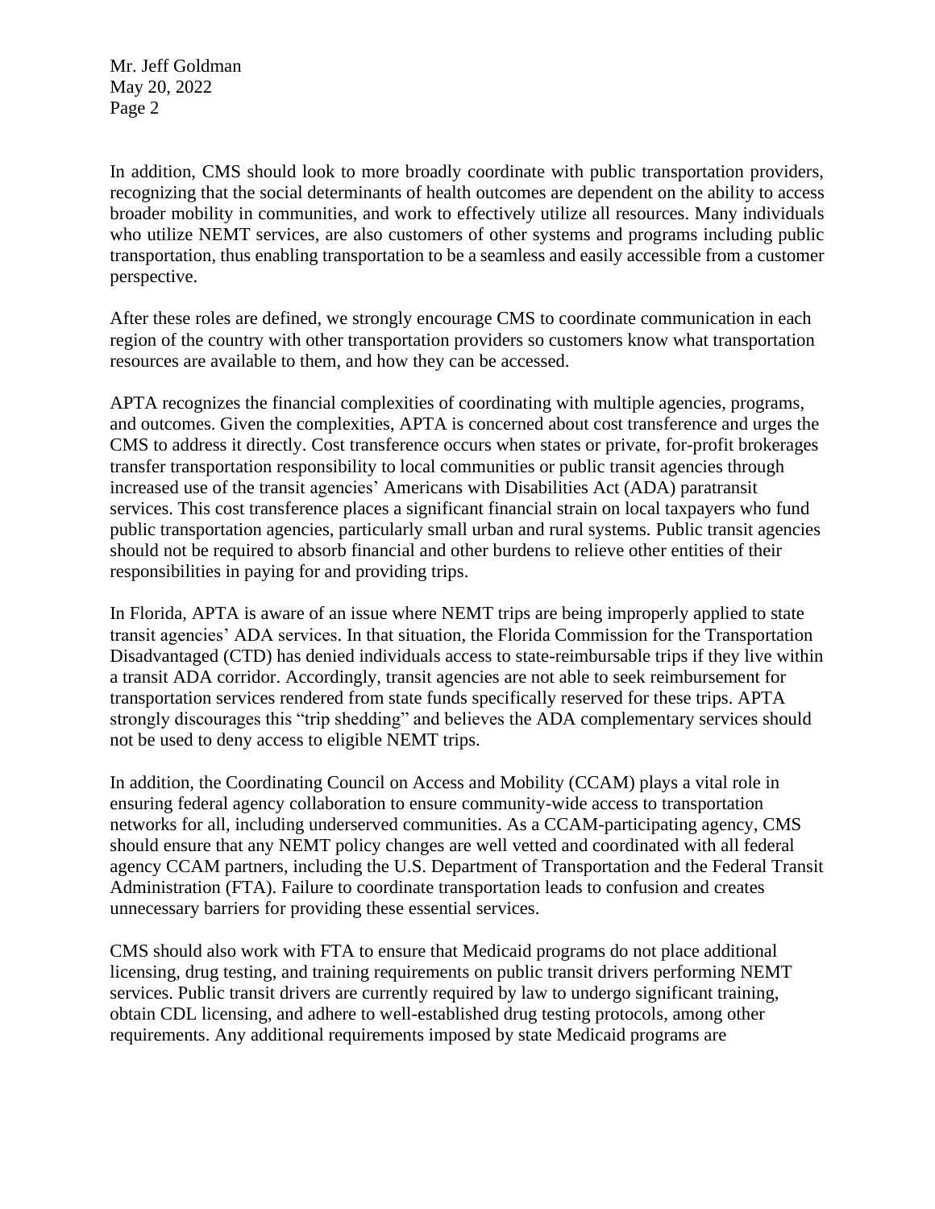In addition, CMS should look to more broadly coordinate with public transportation providers, recognizing that the social determinants of health outcomes are dependent on the ability to access broader mobility in communities, and work to effectively utilize all resources. Many individuals who utilize NEMT services, are also customers of other systems and programs including public transportation, thus enabling transportation to be a seamless and easily accessible from a customer perspective.

After these roles are defined, we strongly encourage CMS to coordinate communication in each region of the country with other transportation providers so customers know what transportation resources are available to them, and how they can be accessed.

APTA recognizes the financial complexities of coordinating with multiple agencies, programs, and outcomes. Given the complexities, APTA is concerned about cost transference and urges the CMS to address it directly. Cost transference occurs when states or private, for-profit brokerages transfer transportation responsibility to local communities or public transit agencies through increased use of the transit agencies' Americans with Disabilities Act (ADA) paratransit services. This cost transference places a significant financial strain on local taxpayers who fund public transportation agencies, particularly small urban and rural systems. Public transit agencies should not be required to absorb financial and other burdens to relieve other entities of their responsibilities in paying for and providing trips.

In Florida, APTA is aware of an issue where NEMT trips are being improperly applied to state transit agencies' ADA services. In that situation, the Florida Commission for the Transportation Disadvantaged (CTD) has denied individuals access to state-reimbursable trips if they live within a transit ADA corridor. Accordingly, transit agencies are not able to seek reimbursement for transportation services rendered from state funds specifically reserved for these trips. APTA strongly discourages this "trip shedding" and believes the ADA complementary services should not be used to deny access to eligible NEMT trips.

In addition, the Coordinating Council on Access and Mobility (CCAM) plays a vital role in ensuring federal agency collaboration to ensure community-wide access to transportation networks for all, including underserved communities. As a CCAM-participating agency, CMS should ensure that any NEMT policy changes are well vetted and coordinated with all federal agency CCAM partners, including the U.S. Department of Transportation and the Federal Transit Administration (FTA). Failure to coordinate transportation leads to confusion and creates unnecessary barriers for providing these essential services.

CMS should also work with FTA to ensure that Medicaid programs do not place additional licensing, drug testing, and training requirements on public transit drivers performing NEMT services. Public transit drivers are currently required by law to undergo significant training, obtain CDL licensing, and adhere to well-established drug testing protocols, among other requirements. Any additional requirements imposed by state Medicaid programs are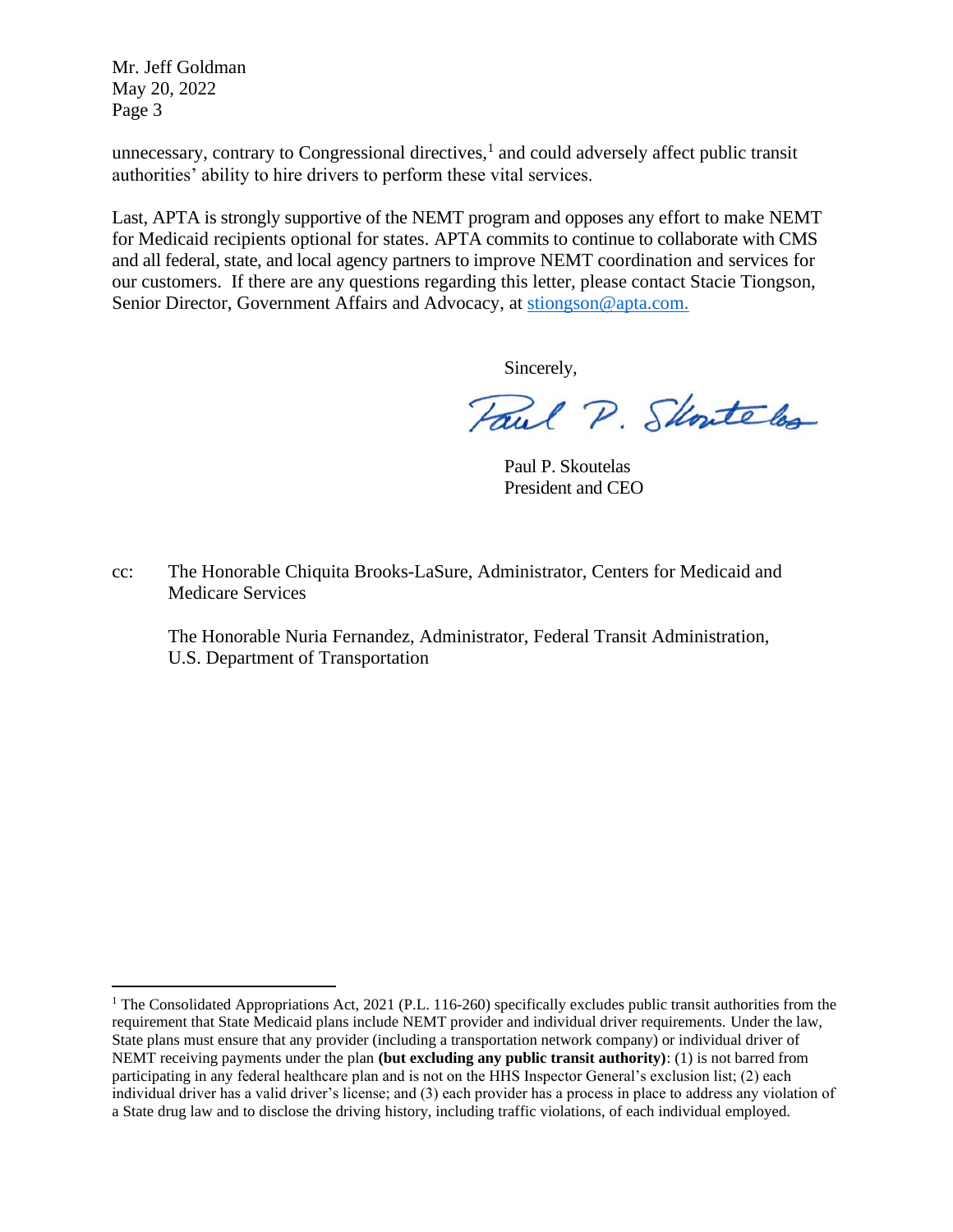unnecessary, contrary to Congressional directives,[1] and could adversely affect public transit authorities' ability to hire drivers to perform these vital services.

Last, APTA is strongly supportive of the NEMT program and opposes any effort to make NEMT for Medicaid recipients optional for states. APTA commits to continue to collaborate with CMS and all federal, state, and local agency partners to improve NEMT coordination and services for our customers. If there are any questions regarding this letter, please contact Stacie Tiongson, Senior Director, Government Affairs and Advocacy, at stiongson@apta.com.

Sincerely,

Paul P. Skoutelas

Paul P. Skoutelas
President and CEO

cc: The Honorable Chiquita Brooks-LaSure, Administrator, Centers for Medicaid and Medicare Services

The Honorable Nuria Fernandez, Administrator, Federal Transit Administration, U.S. Department of Transportation

---

[1] The Consolidated Appropriations Act, 2021 (P.L. 116-260) specifically excludes public transit authorities from the requirement that State Medicaid plans include NEMT provider and individual driver requirements. Under the law, State plans must ensure that any provider (including a transportation network company) or individual driver of NEMT receiving payments under the plan **(but excluding any public transit authority)**: (1) is not barred from participating in any federal healthcare plan and is not on the HHS Inspector General's exclusion list; (2) each individual driver has a valid driver's license; and (3) each provider has a process in place to address any violation of a State drug law and to disclose the driving history, including traffic violations, of each individual employed.